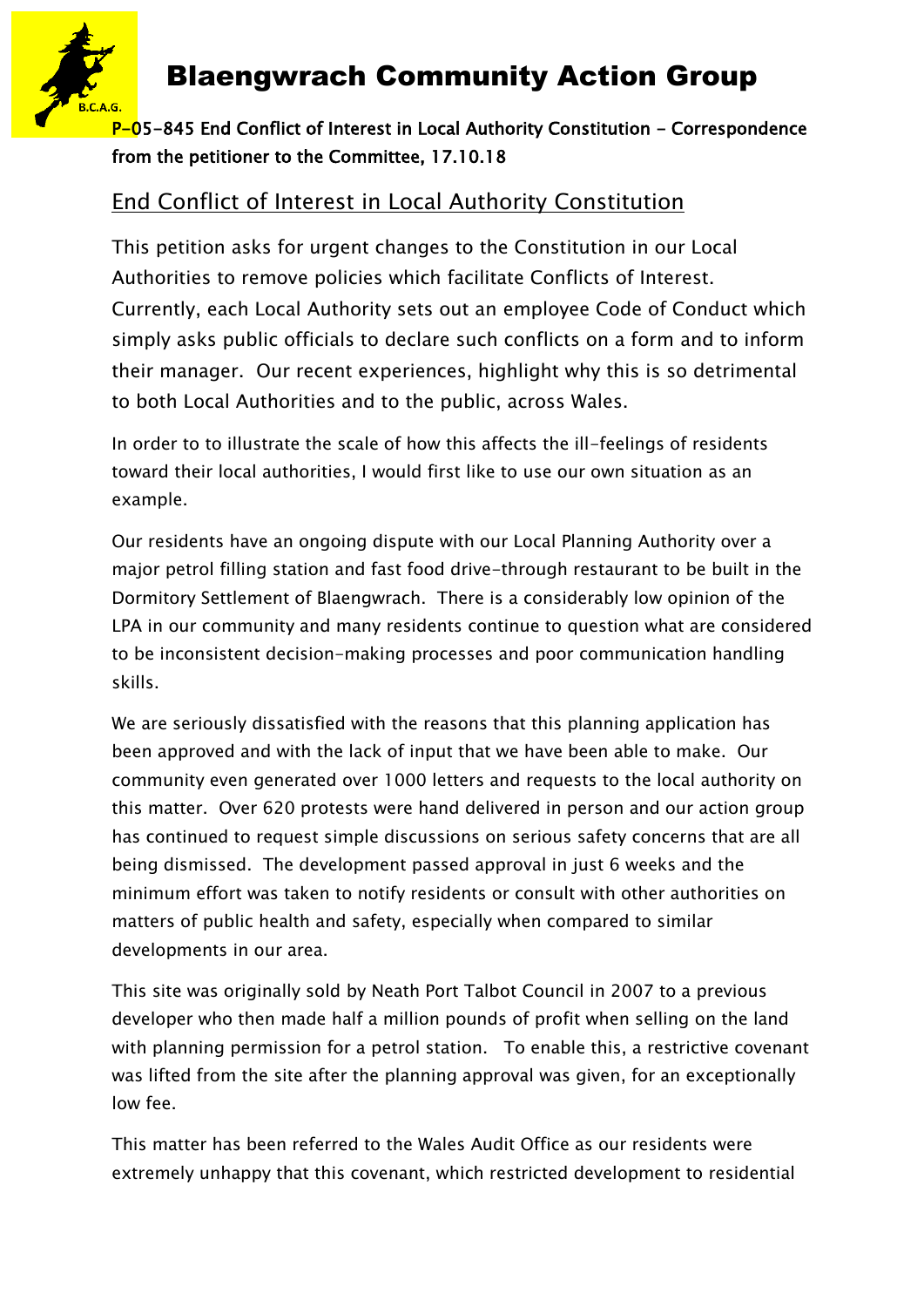# Blaengwrach Community Action Group

**P-05-845 End Conflict of Interest in Local Authority Constitution - Correspondence from the petitioner to the Committee, 17.10.18**

## End Conflict of Interest in Local Authority Constitution

This petition asks for urgent changes to the Constitution in our Local Authorities to remove policies which facilitate Conflicts of Interest. Currently, each Local Authority sets out an employee Code of Conduct which simply asks public officials to declare such conflicts on a form and to inform their manager. Our recent experiences, highlight why this is so detrimental to both Local Authorities and to the public, across Wales.

In order to to illustrate the scale of how this affects the ill-feelings of residents toward their local authorities, I would first like to use our own situation as an example.

Our residents have an ongoing dispute with our Local Planning Authority over a major petrol filling station and fast food drive-through restaurant to be built in the Dormitory Settlement of Blaengwrach. There is a considerably low opinion of the LPA in our community and many residents continue to question what are considered to be inconsistent decision-making processes and poor communication handling skills.

We are seriously dissatisfied with the reasons that this planning application has been approved and with the lack of input that we have been able to make. Our community even generated over 1000 letters and requests to the local authority on this matter. Over 620 protests were hand delivered in person and our action group has continued to request simple discussions on serious safety concerns that are all being dismissed. The development passed approval in just 6 weeks and the minimum effort was taken to notify residents or consult with other authorities on matters of public health and safety, especially when compared to similar developments in our area.

This site was originally sold by Neath Port Talbot Council in 2007 to a previous developer who then made half a million pounds of profit when selling on the land with planning permission for a petrol station. To enable this, a restrictive covenant was lifted from the site after the planning approval was given, for an exceptionally low fee.

This matter has been referred to the Wales Audit Office as our residents were extremely unhappy that this covenant, which restricted development to residential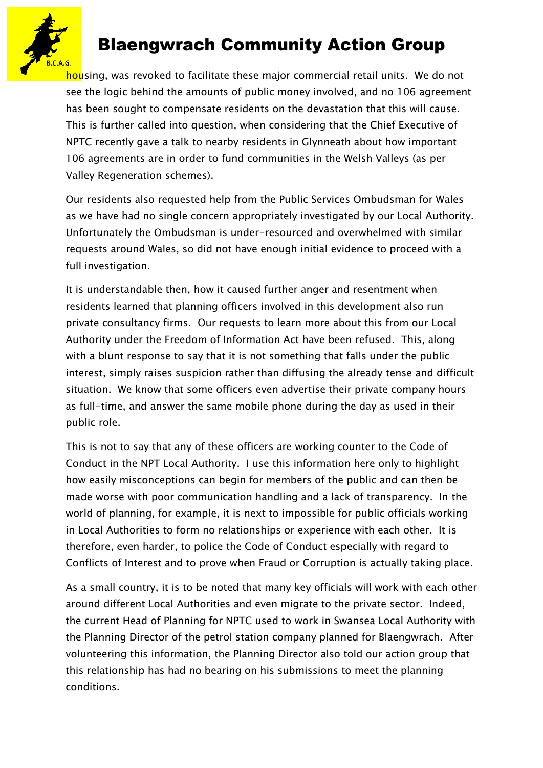housing, was revoked to facilitate these major commercial retail units. We do not see the logic behind the amounts of public money involved, and no 106 agreement has been sought to compensate residents on the devastation that this will cause. This is further called into question, when considering that the Chief Executive of NPTC recently gave a talk to nearby residents in Glynneath about how important 106 agreements are in order to fund communities in the Welsh Valleys (as per Valley Regeneration schemes).

Our residents also requested help from the Public Services Ombudsman for Wales as we have had no single concern appropriately investigated by our Local Authority. Unfortunately the Ombudsman is under-resourced and overwhelmed with similar requests around Wales, so did not have enough initial evidence to proceed with a full investigation.

It is understandable then, how it caused further anger and resentment when residents learned that planning officers involved in this development also run private consultancy firms. Our requests to learn more about this from our Local Authority under the Freedom of Information Act have been refused. This, along with a blunt response to say that it is not something that falls under the public interest, simply raises suspicion rather than diffusing the already tense and difficult situation. We know that some officers even advertise their private company hours as full-time, and answer the same mobile phone during the day as used in their public role.

This is not to say that any of these officers are working counter to the Code of Conduct in the NPT Local Authority. I use this information here only to highlight how easily misconceptions can begin for members of the public and can then be made worse with poor communication handling and a lack of transparency. In the world of planning, for example, it is next to impossible for public officials working in Local Authorities to form no relationships or experience with each other. It is therefore, even harder, to police the Code of Conduct especially with regard to Conflicts of Interest and to prove when Fraud or Corruption is actually taking place.

As a small country, it is to be noted that many key officials will work with each other around different Local Authorities and even migrate to the private sector. Indeed, the current Head of Planning for NPTC used to work in Swansea Local Authority with the Planning Director of the petrol station company planned for Blaengwrach. After volunteering this information, the Planning Director also told our action group that this relationship has had no bearing on his submissions to meet the planning conditions.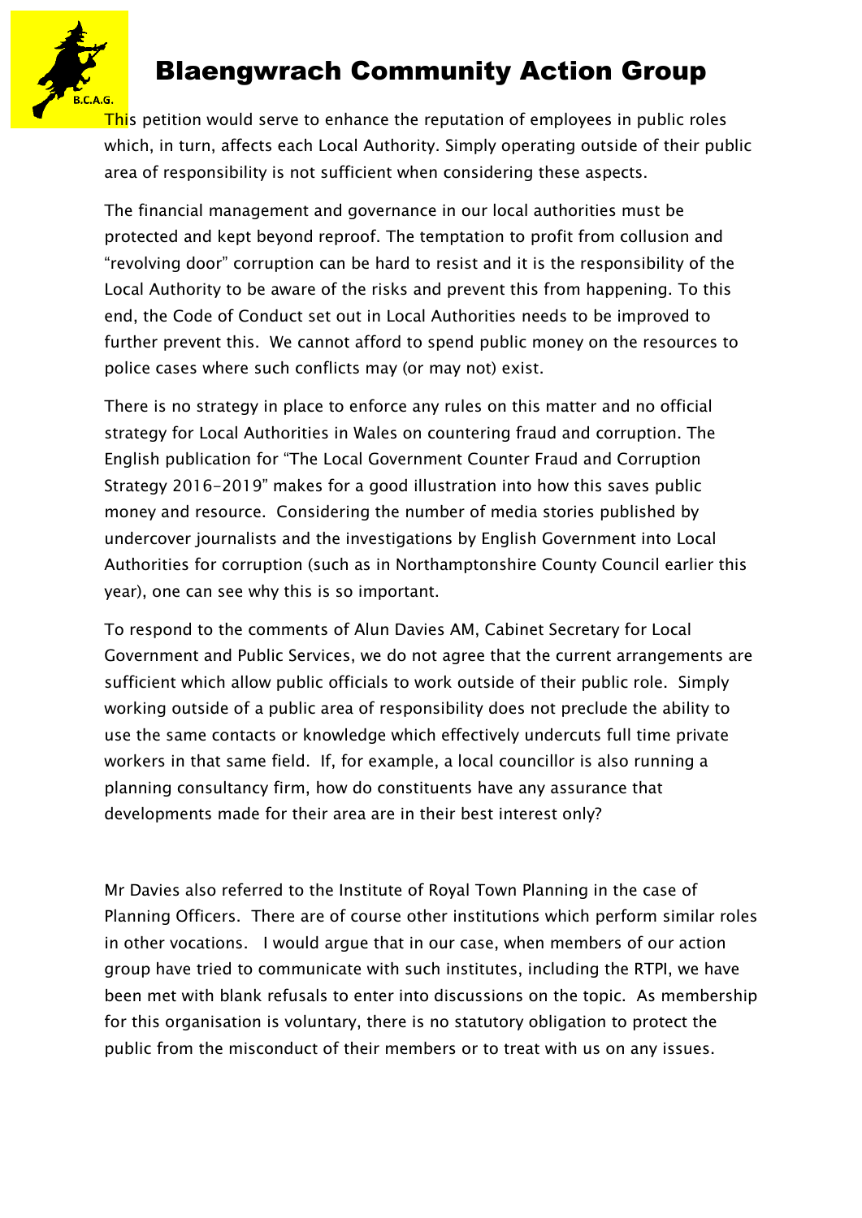# Blaengwrach Community Action Group

This petition would serve to enhance the reputation of employees in public roles which, in turn, affects each Local Authority. Simply operating outside of their public area of responsibility is not sufficient when considering these aspects.

The financial management and governance in our local authorities must be protected and kept beyond reproof. The temptation to profit from collusion and "revolving door" corruption can be hard to resist and it is the responsibility of the Local Authority to be aware of the risks and prevent this from happening. To this end, the Code of Conduct set out in Local Authorities needs to be improved to further prevent this. We cannot afford to spend public money on the resources to police cases where such conflicts may (or may not) exist.

There is no strategy in place to enforce any rules on this matter and no official strategy for Local Authorities in Wales on countering fraud and corruption. The English publication for "The Local Government Counter Fraud and Corruption Strategy 2016-2019" makes for a good illustration into how this saves public money and resource. Considering the number of media stories published by undercover journalists and the investigations by English Government into Local Authorities for corruption (such as in Northamptonshire County Council earlier this year), one can see why this is so important.

To respond to the comments of Alun Davies AM, Cabinet Secretary for Local Government and Public Services, we do not agree that the current arrangements are sufficient which allow public officials to work outside of their public role. Simply working outside of a public area of responsibility does not preclude the ability to use the same contacts or knowledge which effectively undercuts full time private workers in that same field. If, for example, a local councillor is also running a planning consultancy firm, how do constituents have any assurance that developments made for their area are in their best interest only?

Mr Davies also referred to the Institute of Royal Town Planning in the case of Planning Officers. There are of course other institutions which perform similar roles in other vocations. I would argue that in our case, when members of our action group have tried to communicate with such institutes, including the RTPI, we have been met with blank refusals to enter into discussions on the topic. As membership for this organisation is voluntary, there is no statutory obligation to protect the public from the misconduct of their members or to treat with us on any issues.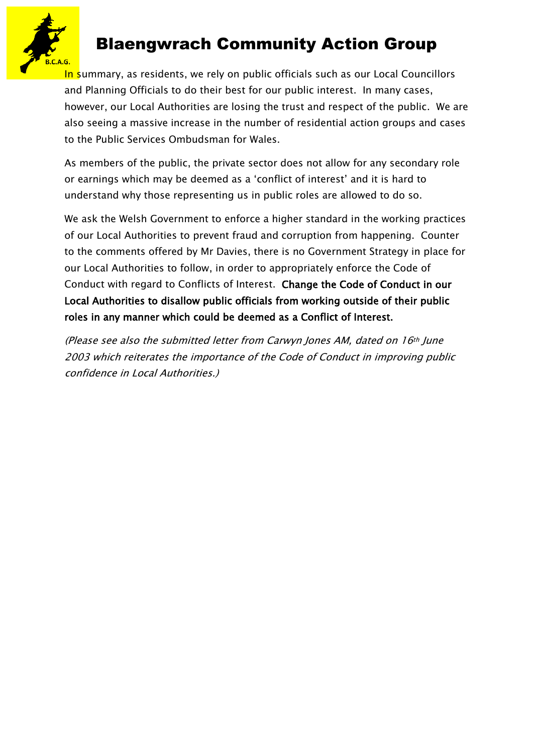# Blaengwrach Community Action Group

In summary, as residents, we rely on public officials such as our Local Councillors and Planning Officials to do their best for our public interest. In many cases, however, our Local Authorities are losing the trust and respect of the public. We are also seeing a massive increase in the number of residential action groups and cases to the Public Services Ombudsman for Wales.

As members of the public, the private sector does not allow for any secondary role or earnings which may be deemed as a 'conflict of interest' and it is hard to understand why those representing us in public roles are allowed to do so.

We ask the Welsh Government to enforce a higher standard in the working practices of our Local Authorities to prevent fraud and corruption from happening. Counter to the comments offered by Mr Davies, there is no Government Strategy in place for our Local Authorities to follow, in order to appropriately enforce the Code of Conduct with regard to Conflicts of Interest. **Change the Code of Conduct in our Local Authorities to disallow public officials from working outside of their public roles in any manner which could be deemed as a Conflict of Interest.**

*(Please see also the submitted letter from Carwyn Jones AM, dated on 16th June 2003 which reiterates the importance of the Code of Conduct in improving public confidence in Local Authorities.)*